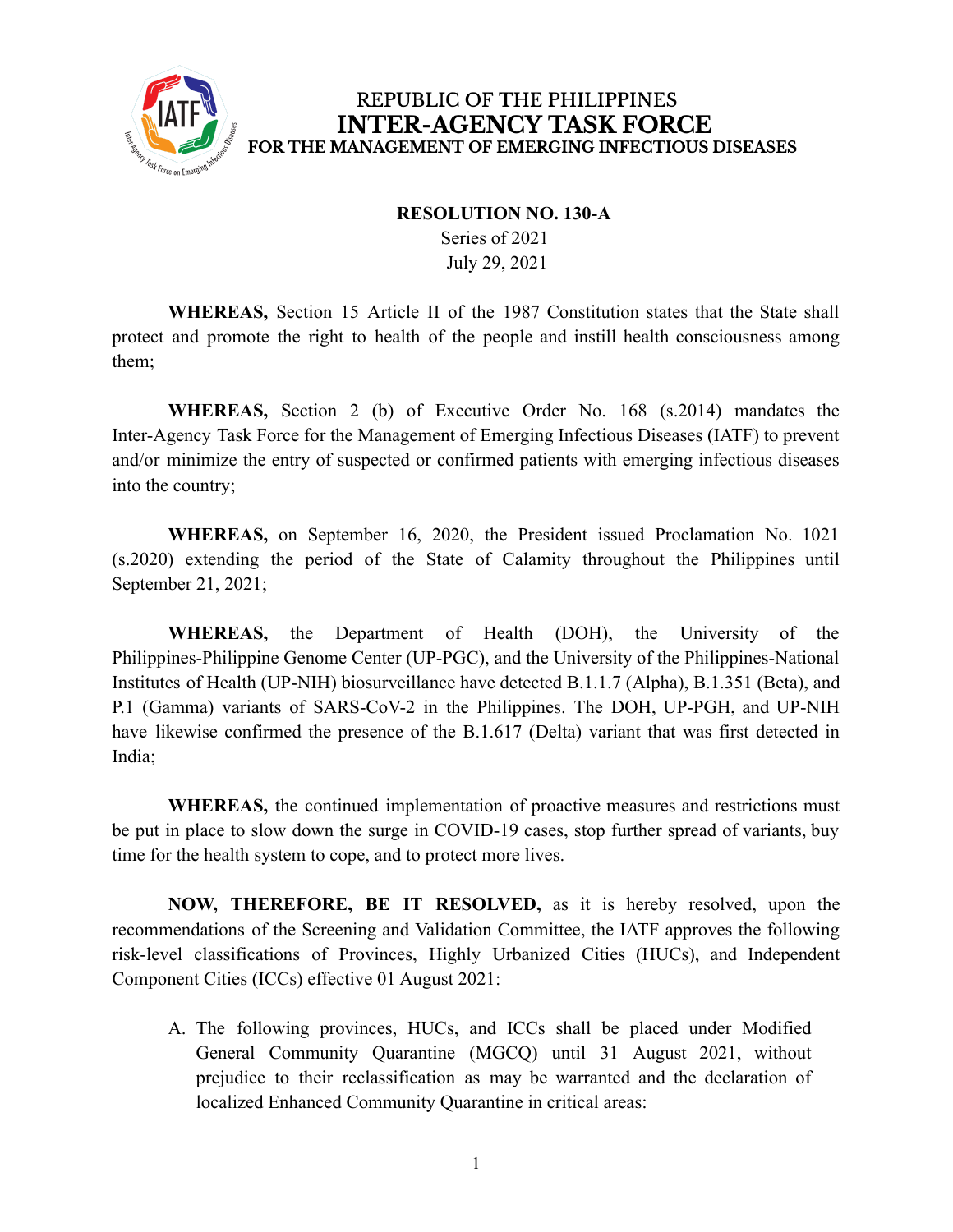REPUBLIC OF THE PHILIPPINES
# INTER-AGENCY TASK FORCE
## FOR THE MANAGEMENT OF EMERGING INFECTIOUS DISEASES

**RESOLUTION NO. 130-A**
Series of 2021
July 29, 2021

**WHEREAS,** Section 15 Article II of the 1987 Constitution states that the State shall protect and promote the right to health of the people and instill health consciousness among them;

**WHEREAS,** Section 2 (b) of Executive Order No. 168 (s.2014) mandates the Inter-Agency Task Force for the Management of Emerging Infectious Diseases (IATF) to prevent and/or minimize the entry of suspected or confirmed patients with emerging infectious diseases into the country;

**WHEREAS,** on September 16, 2020, the President issued Proclamation No. 1021 (s.2020) extending the period of the State of Calamity throughout the Philippines until September 21, 2021;

**WHEREAS,** the Department of Health (DOH), the University of the Philippines-Philippine Genome Center (UP-PGC), and the University of the Philippines-National Institutes of Health (UP-NIH) biosurveillance have detected B.1.1.7 (Alpha), B.1.351 (Beta), and P.1 (Gamma) variants of SARS-CoV-2 in the Philippines. The DOH, UP-PGH, and UP-NIH have likewise confirmed the presence of the B.1.617 (Delta) variant that was first detected in India;

**WHEREAS,** the continued implementation of proactive measures and restrictions must be put in place to slow down the surge in COVID-19 cases, stop further spread of variants, buy time for the health system to cope, and to protect more lives.

**NOW, THEREFORE, BE IT RESOLVED,** as it is hereby resolved, upon the recommendations of the Screening and Validation Committee, the IATF approves the following risk-level classifications of Provinces, Highly Urbanized Cities (HUCs), and Independent Component Cities (ICCs) effective 01 August 2021:

A. The following provinces, HUCs, and ICCs shall be placed under Modified General Community Quarantine (MGCQ) until 31 August 2021, without prejudice to their reclassification as may be warranted and the declaration of localized Enhanced Community Quarantine in critical areas: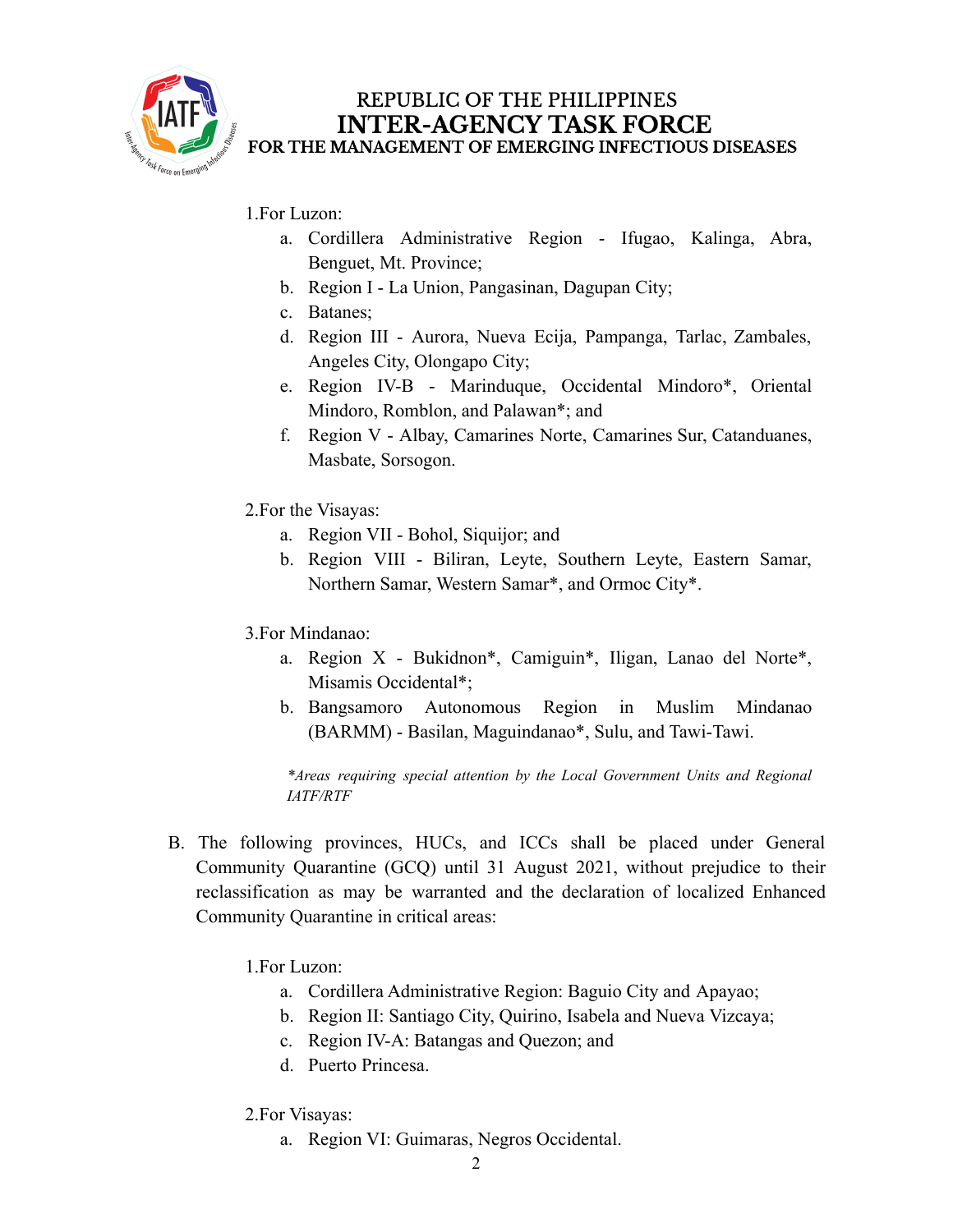1. For Luzon:
   a. Cordillera Administrative Region - Ifugao, Kalinga, Abra, Benguet, Mt. Province;
   b. Region I - La Union, Pangasinan, Dagupan City;
   c. Batanes;
   d. Region III - Aurora, Nueva Ecija, Pampanga, Tarlac, Zambales, Angeles City, Olongapo City;
   e. Region IV-B - Marinduque, Occidental Mindoro*, Oriental Mindoro, Romblon, and Palawan*; and
   f. Region V - Albay, Camarines Norte, Camarines Sur, Catanduanes, Masbate, Sorsogon.

2. For the Visayas:
   a. Region VII - Bohol, Siquijor; and
   b. Region VIII - Biliran, Leyte, Southern Leyte, Eastern Samar, Northern Samar, Western Samar*, and Ormoc City*.

3. For Mindanao:
   a. Region X - Bukidnon*, Camiguin*, Iligan, Lanao del Norte*, Misamis Occidental*;
   b. Bangsamoro Autonomous Region in Muslim Mindanao (BARMM) - Basilan, Maguindanao*, Sulu, and Tawi-Tawi.

*\*Areas requiring special attention by the Local Government Units and Regional IATF/RTF*

B. The following provinces, HUCs, and ICCs shall be placed under General Community Quarantine (GCQ) until 31 August 2021, without prejudice to their reclassification as may be warranted and the declaration of localized Enhanced Community Quarantine in critical areas:

1. For Luzon:
   a. Cordillera Administrative Region: Baguio City and Apayao;
   b. Region II: Santiago City, Quirino, Isabela and Nueva Vizcaya;
   c. Region IV-A: Batangas and Quezon; and
   d. Puerto Princesa.

2. For Visayas:
   a. Region VI: Guimaras, Negros Occidental.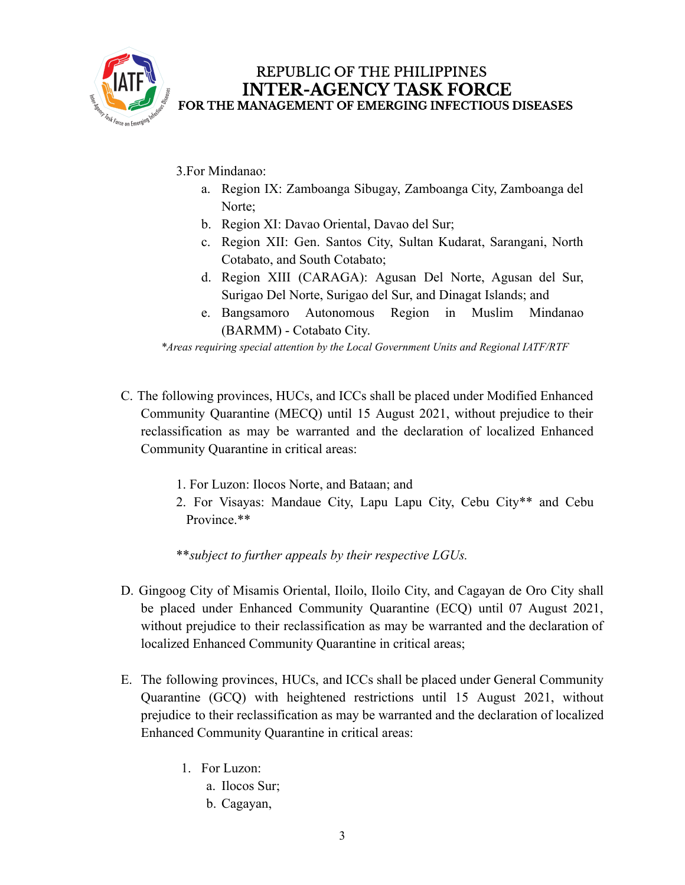3.For Mindanao:

a. Region IX: Zamboanga Sibugay, Zamboanga City, Zamboanga del Norte;
b. Region XI: Davao Oriental, Davao del Sur;
c. Region XII: Gen. Santos City, Sultan Kudarat, Sarangani, North Cotabato, and South Cotabato;
d. Region XIII (CARAGA): Agusan Del Norte, Agusan del Sur, Surigao Del Norte, Surigao del Sur, and Dinagat Islands; and
e. Bangsamoro Autonomous Region in Muslim Mindanao (BARMM) - Cotabato City.

*\*Areas requiring special attention by the Local Government Units and Regional IATF/RTF*

C. The following provinces, HUCs, and ICCs shall be placed under Modified Enhanced Community Quarantine (MECQ) until 15 August 2021, without prejudice to their reclassification as may be warranted and the declaration of localized Enhanced Community Quarantine in critical areas:

1. For Luzon: Ilocos Norte, and Bataan; and
2. For Visayas: Mandaue City, Lapu Lapu City, Cebu City** and Cebu Province.**

*\*\*subject to further appeals by their respective LGUs.*

D. Gingoog City of Misamis Oriental, Iloilo, Iloilo City, and Cagayan de Oro City shall be placed under Enhanced Community Quarantine (ECQ) until 07 August 2021, without prejudice to their reclassification as may be warranted and the declaration of localized Enhanced Community Quarantine in critical areas;

E. The following provinces, HUCs, and ICCs shall be placed under General Community Quarantine (GCQ) with heightened restrictions until 15 August 2021, without prejudice to their reclassification as may be warranted and the declaration of localized Enhanced Community Quarantine in critical areas:

1. For Luzon:
   a. Ilocos Sur;
   b. Cagayan,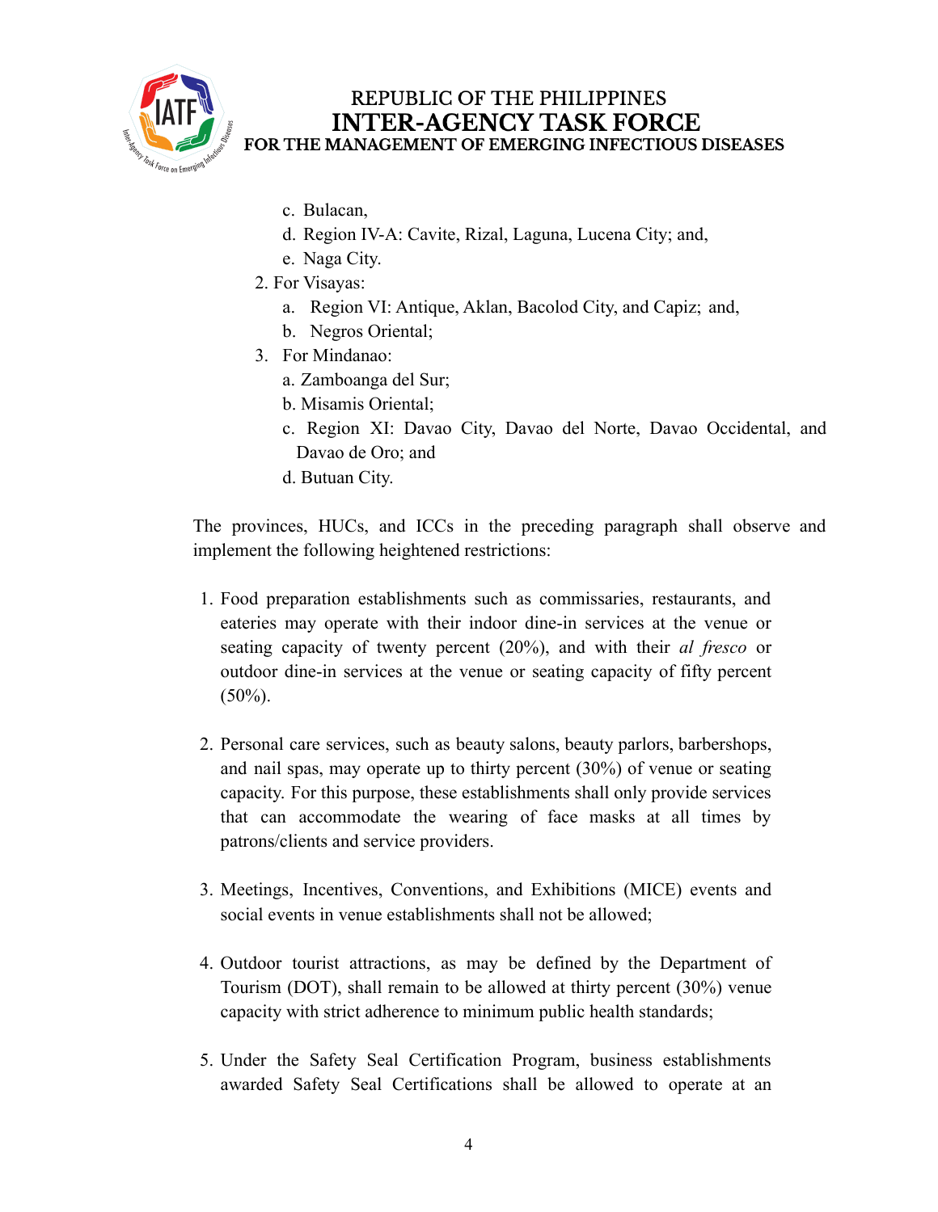c. Bulacan,
   d. Region IV-A: Cavite, Rizal, Laguna, Lucena City; and,
   e. Naga City.
2. For Visayas:
   a. Region VI: Antique, Aklan, Bacolod City, and Capiz; and,
   b. Negros Oriental;
3. For Mindanao:
   a. Zamboanga del Sur;
   b. Misamis Oriental;
   c. Region XI: Davao City, Davao del Norte, Davao Occidental, and Davao de Oro; and
   d. Butuan City.

The provinces, HUCs, and ICCs in the preceding paragraph shall observe and implement the following heightened restrictions:

1. Food preparation establishments such as commissaries, restaurants, and eateries may operate with their indoor dine-in services at the venue or seating capacity of twenty percent (20%), and with their *al fresco* or outdoor dine-in services at the venue or seating capacity of fifty percent (50%).

2. Personal care services, such as beauty salons, beauty parlors, barbershops, and nail spas, may operate up to thirty percent (30%) of venue or seating capacity. For this purpose, these establishments shall only provide services that can accommodate the wearing of face masks at all times by patrons/clients and service providers.

3. Meetings, Incentives, Conventions, and Exhibitions (MICE) events and social events in venue establishments shall not be allowed;

4. Outdoor tourist attractions, as may be defined by the Department of Tourism (DOT), shall remain to be allowed at thirty percent (30%) venue capacity with strict adherence to minimum public health standards;

5. Under the Safety Seal Certification Program, business establishments awarded Safety Seal Certifications shall be allowed to operate at an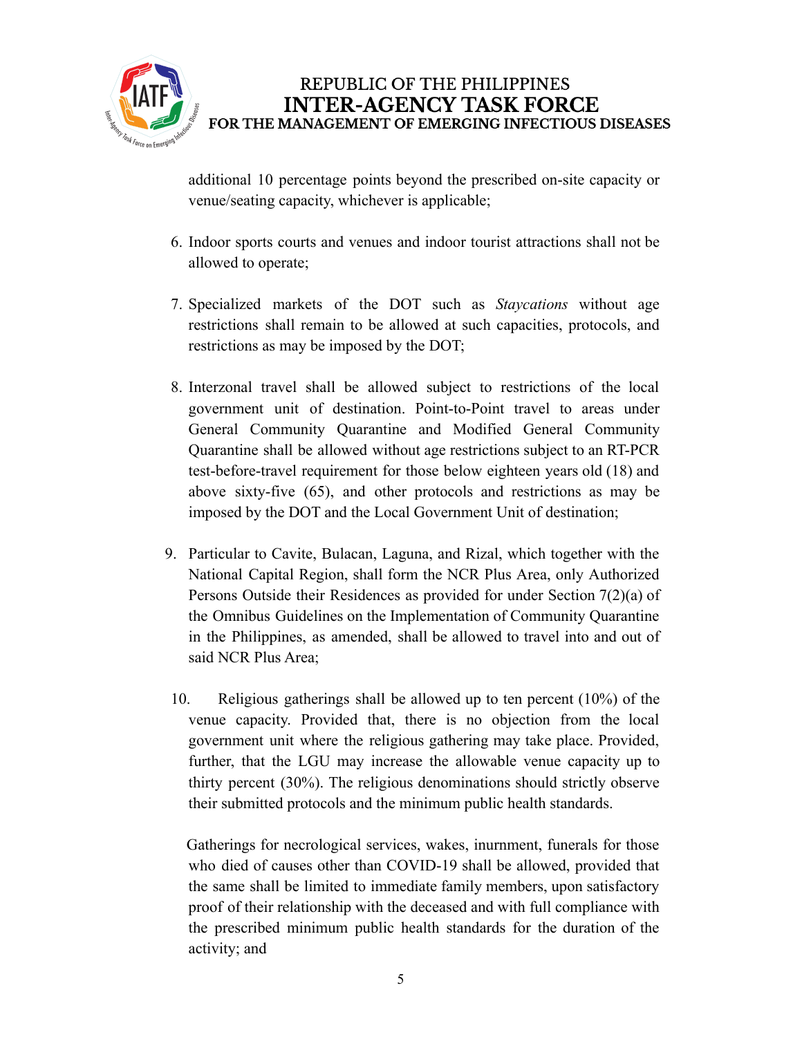additional 10 percentage points beyond the prescribed on-site capacity or venue/seating capacity, whichever is applicable;

6. Indoor sports courts and venues and indoor tourist attractions shall not be allowed to operate;

7. Specialized markets of the DOT such as *Staycations* without age restrictions shall remain to be allowed at such capacities, protocols, and restrictions as may be imposed by the DOT;

8. Interzonal travel shall be allowed subject to restrictions of the local government unit of destination. Point-to-Point travel to areas under General Community Quarantine and Modified General Community Quarantine shall be allowed without age restrictions subject to an RT-PCR test-before-travel requirement for those below eighteen years old (18) and above sixty-five (65), and other protocols and restrictions as may be imposed by the DOT and the Local Government Unit of destination;

9. Particular to Cavite, Bulacan, Laguna, and Rizal, which together with the National Capital Region, shall form the NCR Plus Area, only Authorized Persons Outside their Residences as provided for under Section 7(2)(a) of the Omnibus Guidelines on the Implementation of Community Quarantine in the Philippines, as amended, shall be allowed to travel into and out of said NCR Plus Area;

10. Religious gatherings shall be allowed up to ten percent (10%) of the venue capacity. Provided that, there is no objection from the local government unit where the religious gathering may take place. Provided, further, that the LGU may increase the allowable venue capacity up to thirty percent (30%). The religious denominations should strictly observe their submitted protocols and the minimum public health standards.

    Gatherings for necrological services, wakes, inurnment, funerals for those who died of causes other than COVID-19 shall be allowed, provided that the same shall be limited to immediate family members, upon satisfactory proof of their relationship with the deceased and with full compliance with the prescribed minimum public health standards for the duration of the activity; and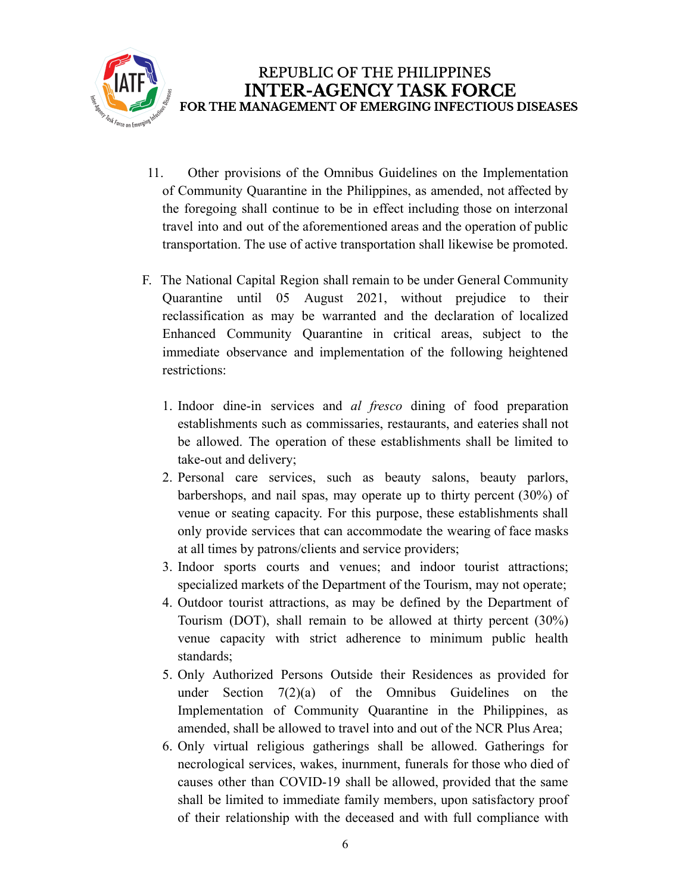11. Other provisions of the Omnibus Guidelines on the Implementation of Community Quarantine in the Philippines, as amended, not affected by the foregoing shall continue to be in effect including those on interzonal travel into and out of the aforementioned areas and the operation of public transportation. The use of active transportation shall likewise be promoted.

F. The National Capital Region shall remain to be under General Community Quarantine until 05 August 2021, without prejudice to their reclassification as may be warranted and the declaration of localized Enhanced Community Quarantine in critical areas, subject to the immediate observance and implementation of the following heightened restrictions:

   1. Indoor dine-in services and *al fresco* dining of food preparation establishments such as commissaries, restaurants, and eateries shall not be allowed. The operation of these establishments shall be limited to take-out and delivery;
   2. Personal care services, such as beauty salons, beauty parlors, barbershops, and nail spas, may operate up to thirty percent (30%) of venue or seating capacity. For this purpose, these establishments shall only provide services that can accommodate the wearing of face masks at all times by patrons/clients and service providers;
   3. Indoor sports courts and venues; and indoor tourist attractions; specialized markets of the Department of the Tourism, may not operate;
   4. Outdoor tourist attractions, as may be defined by the Department of Tourism (DOT), shall remain to be allowed at thirty percent (30%) venue capacity with strict adherence to minimum public health standards;
   5. Only Authorized Persons Outside their Residences as provided for under Section 7(2)(a) of the Omnibus Guidelines on the Implementation of Community Quarantine in the Philippines, as amended, shall be allowed to travel into and out of the NCR Plus Area;
   6. Only virtual religious gatherings shall be allowed. Gatherings for necrological services, wakes, inurnment, funerals for those who died of causes other than COVID-19 shall be allowed, provided that the same shall be limited to immediate family members, upon satisfactory proof of their relationship with the deceased and with full compliance with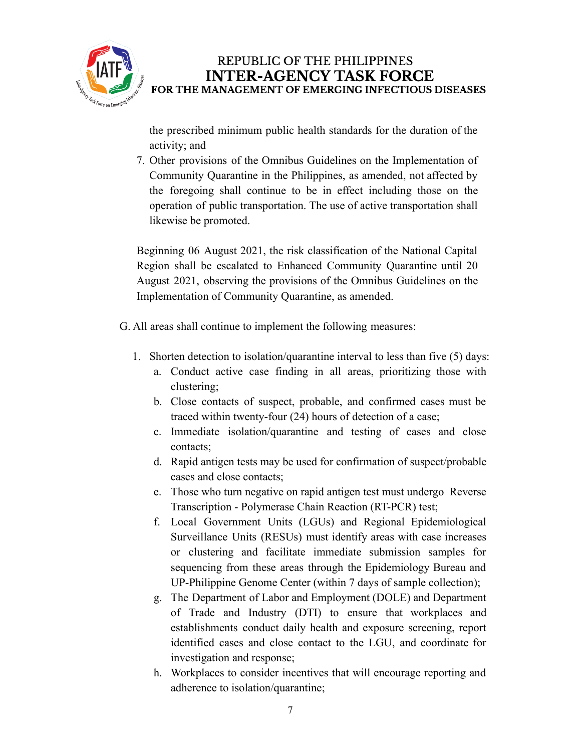the prescribed minimum public health standards for the duration of the activity; and

7. Other provisions of the Omnibus Guidelines on the Implementation of Community Quarantine in the Philippines, as amended, not affected by the foregoing shall continue to be in effect including those on the operation of public transportation. The use of active transportation shall likewise be promoted.

Beginning 06 August 2021, the risk classification of the National Capital Region shall be escalated to Enhanced Community Quarantine until 20 August 2021, observing the provisions of the Omnibus Guidelines on the Implementation of Community Quarantine, as amended.

G. All areas shall continue to implement the following measures:

1. Shorten detection to isolation/quarantine interval to less than five (5) days:
   a. Conduct active case finding in all areas, prioritizing those with clustering;
   b. Close contacts of suspect, probable, and confirmed cases must be traced within twenty-four (24) hours of detection of a case;
   c. Immediate isolation/quarantine and testing of cases and close contacts;
   d. Rapid antigen tests may be used for confirmation of suspect/probable cases and close contacts;
   e. Those who turn negative on rapid antigen test must undergo Reverse Transcription - Polymerase Chain Reaction (RT-PCR) test;
   f. Local Government Units (LGUs) and Regional Epidemiological Surveillance Units (RESUs) must identify areas with case increases or clustering and facilitate immediate submission samples for sequencing from these areas through the Epidemiology Bureau and UP-Philippine Genome Center (within 7 days of sample collection);
   g. The Department of Labor and Employment (DOLE) and Department of Trade and Industry (DTI) to ensure that workplaces and establishments conduct daily health and exposure screening, report identified cases and close contact to the LGU, and coordinate for investigation and response;
   h. Workplaces to consider incentives that will encourage reporting and adherence to isolation/quarantine;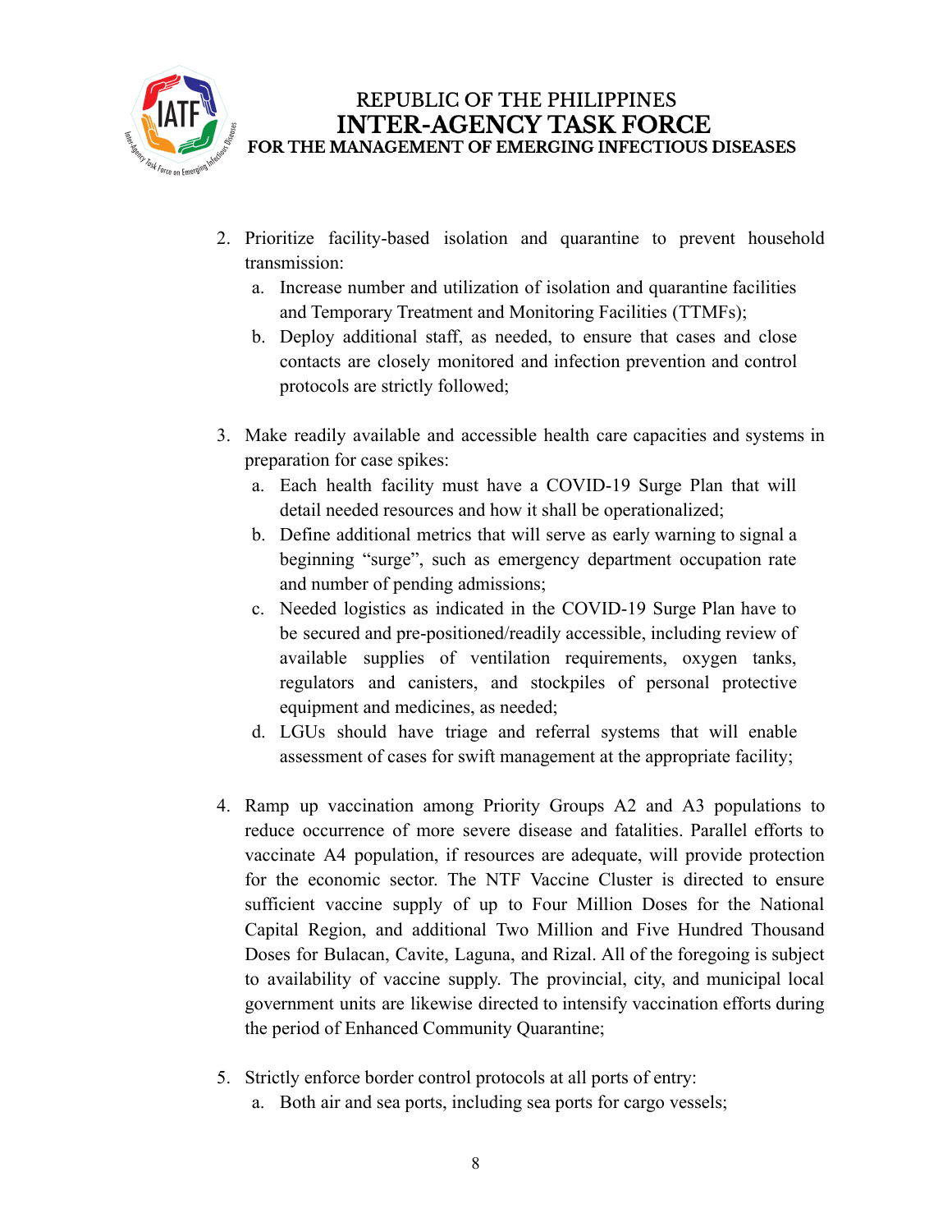2. Prioritize facility-based isolation and quarantine to prevent household transmission:
   a. Increase number and utilization of isolation and quarantine facilities and Temporary Treatment and Monitoring Facilities (TTMFs);
   b. Deploy additional staff, as needed, to ensure that cases and close contacts are closely monitored and infection prevention and control protocols are strictly followed;

3. Make readily available and accessible health care capacities and systems in preparation for case spikes:
   a. Each health facility must have a COVID-19 Surge Plan that will detail needed resources and how it shall be operationalized;
   b. Define additional metrics that will serve as early warning to signal a beginning "surge", such as emergency department occupation rate and number of pending admissions;
   c. Needed logistics as indicated in the COVID-19 Surge Plan have to be secured and pre-positioned/readily accessible, including review of available supplies of ventilation requirements, oxygen tanks, regulators and canisters, and stockpiles of personal protective equipment and medicines, as needed;
   d. LGUs should have triage and referral systems that will enable assessment of cases for swift management at the appropriate facility;

4. Ramp up vaccination among Priority Groups A2 and A3 populations to reduce occurrence of more severe disease and fatalities. Parallel efforts to vaccinate A4 population, if resources are adequate, will provide protection for the economic sector. The NTF Vaccine Cluster is directed to ensure sufficient vaccine supply of up to Four Million Doses for the National Capital Region, and additional Two Million and Five Hundred Thousand Doses for Bulacan, Cavite, Laguna, and Rizal. All of the foregoing is subject to availability of vaccine supply. The provincial, city, and municipal local government units are likewise directed to intensify vaccination efforts during the period of Enhanced Community Quarantine;

5. Strictly enforce border control protocols at all ports of entry:
   a. Both air and sea ports, including sea ports for cargo vessels;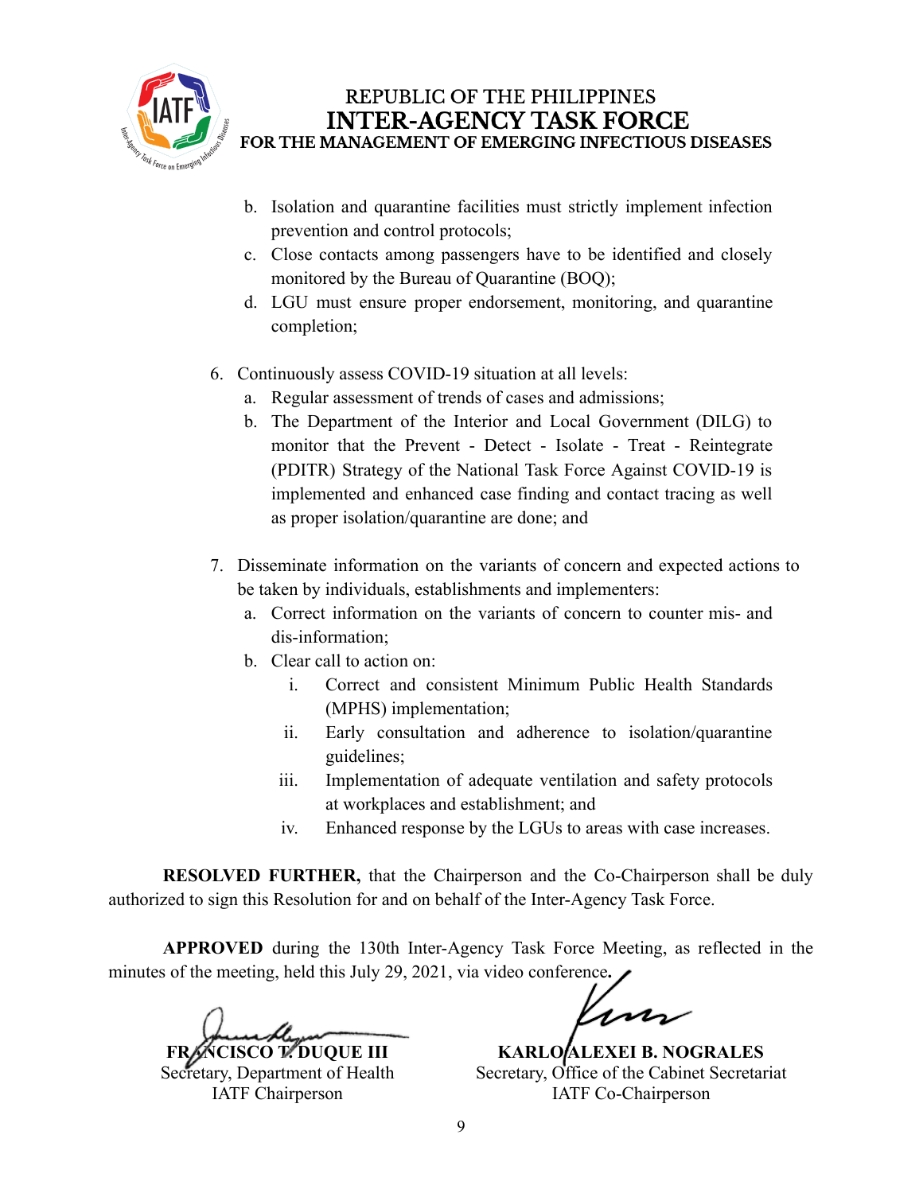b. Isolation and quarantine facilities must strictly implement infection prevention and control protocols;
c. Close contacts among passengers have to be identified and closely monitored by the Bureau of Quarantine (BOQ);
d. LGU must ensure proper endorsement, monitoring, and quarantine completion;

6. Continuously assess COVID-19 situation at all levels:
   a. Regular assessment of trends of cases and admissions;
   b. The Department of the Interior and Local Government (DILG) to monitor that the Prevent - Detect - Isolate - Treat - Reintegrate (PDITR) Strategy of the National Task Force Against COVID-19 is implemented and enhanced case finding and contact tracing as well as proper isolation/quarantine are done; and

7. Disseminate information on the variants of concern and expected actions to be taken by individuals, establishments and implementers:
   a. Correct information on the variants of concern to counter mis- and dis-information;
   b. Clear call to action on:
      i. Correct and consistent Minimum Public Health Standards (MPHS) implementation;
      ii. Early consultation and adherence to isolation/quarantine guidelines;
      iii. Implementation of adequate ventilation and safety protocols at workplaces and establishment; and
      iv. Enhanced response by the LGUs to areas with case increases.

**RESOLVED FURTHER,** that the Chairperson and the Co-Chairperson shall be duly authorized to sign this Resolution for and on behalf of the Inter-Agency Task Force.

**APPROVED** during the 130th Inter-Agency Task Force Meeting, as reflected in the minutes of the meeting, held this July 29, 2021, via video conference**.**

**FRANCISCO T. DUQUE III**
Secretary, Department of Health
IATF Chairperson

**KARLO ALEXEI B. NOGRALES**
Secretary, Office of the Cabinet Secretariat
IATF Co-Chairperson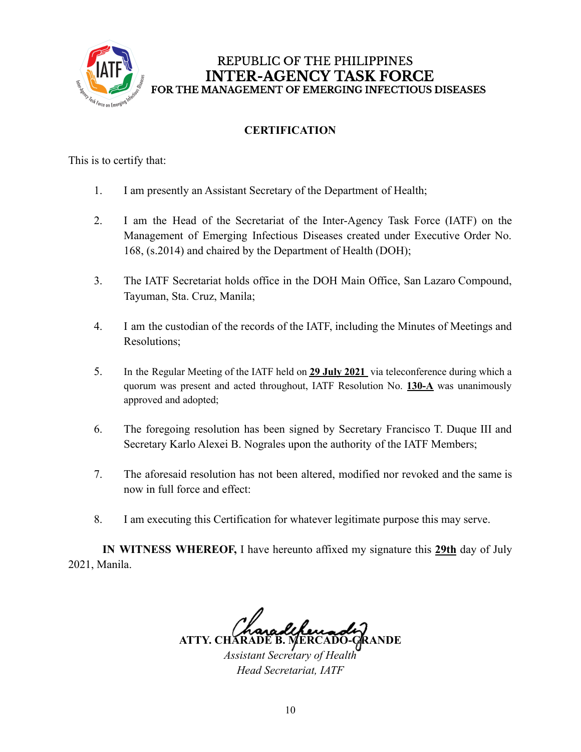REPUBLIC OF THE PHILIPPINES
**INTER-AGENCY TASK FORCE**
**FOR THE MANAGEMENT OF EMERGING INFECTIOUS DISEASES**

## CERTIFICATION

This is to certify that:

1. I am presently an Assistant Secretary of the Department of Health;

2. I am the Head of the Secretariat of the Inter-Agency Task Force (IATF) on the Management of Emerging Infectious Diseases created under Executive Order No. 168, (s.2014) and chaired by the Department of Health (DOH);

3. The IATF Secretariat holds office in the DOH Main Office, San Lazaro Compound, Tayuman, Sta. Cruz, Manila;

4. I am the custodian of the records of the IATF, including the Minutes of Meetings and Resolutions;

5. In the Regular Meeting of the IATF held on **29 July 2021** via teleconference during which a quorum was present and acted throughout, IATF Resolution No. **130-A** was unanimously approved and adopted;

6. The foregoing resolution has been signed by Secretary Francisco T. Duque III and Secretary Karlo Alexei B. Nograles upon the authority of the IATF Members;

7. The aforesaid resolution has not been altered, modified nor revoked and the same is now in full force and effect:

8. I am executing this Certification for whatever legitimate purpose this may serve.

**IN WITNESS WHEREOF,** I have hereunto affixed my signature this **29th** day of July 2021, Manila.

**ATTY. CHARADE B. MERCADO-GRANDE**
*Assistant Secretary of Health*
*Head Secretariat, IATF*